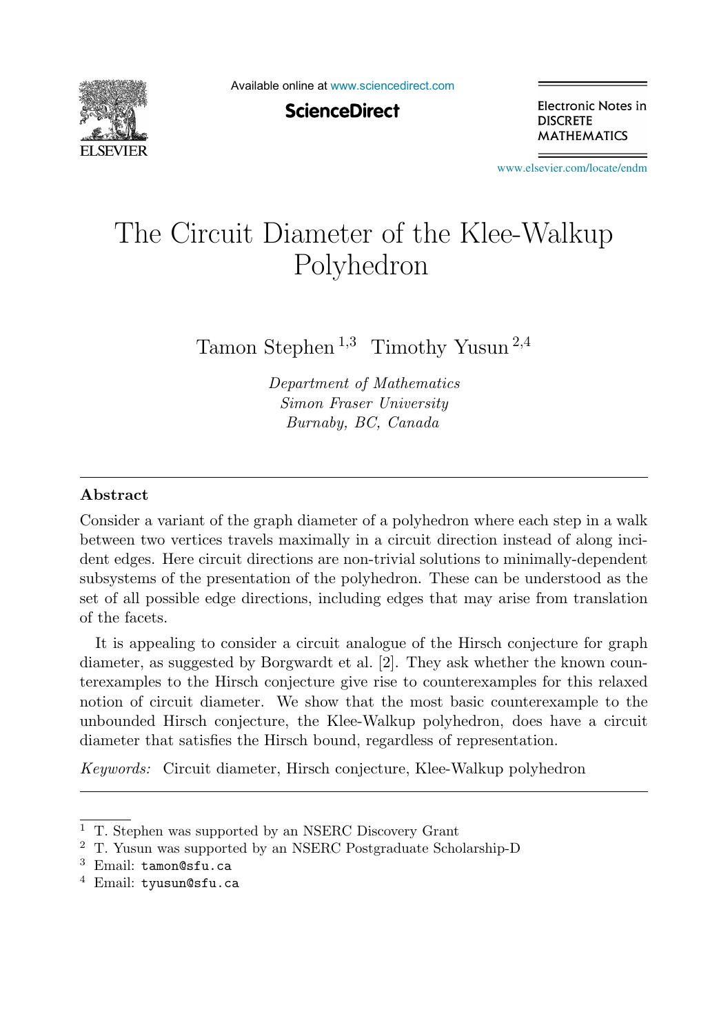# The Circuit Diameter of the Klee-Walkup Polyhedron

Tamon Stephen [1,3] Timothy Yusun [2,4]

*Department of Mathematics*
*Simon Fraser University*
*Burnaby, BC, Canada*

---

## Abstract

Consider a variant of the graph diameter of a polyhedron where each step in a walk between two vertices travels maximally in a circuit direction instead of along incident edges. Here circuit directions are non-trivial solutions to minimally-dependent subsystems of the presentation of the polyhedron. These can be understood as the set of all possible edge directions, including edges that may arise from translation of the facets.

It is appealing to consider a circuit analogue of the Hirsch conjecture for graph diameter, as suggested by Borgwardt et al. [2]. They ask whether the known counterexamples to the Hirsch conjecture give rise to counterexamples for this relaxed notion of circuit diameter. We show that the most basic counterexample to the unbounded Hirsch conjecture, the Klee-Walkup polyhedron, does have a circuit diameter that satisfies the Hirsch bound, regardless of representation.

*Keywords:* Circuit diameter, Hirsch conjecture, Klee-Walkup polyhedron

---

[1] T. Stephen was supported by an NSERC Discovery Grant

[2] T. Yusun was supported by an NSERC Postgraduate Scholarship-D

[3] Email: `tamon@sfu.ca`

[4] Email: `tyusun@sfu.ca`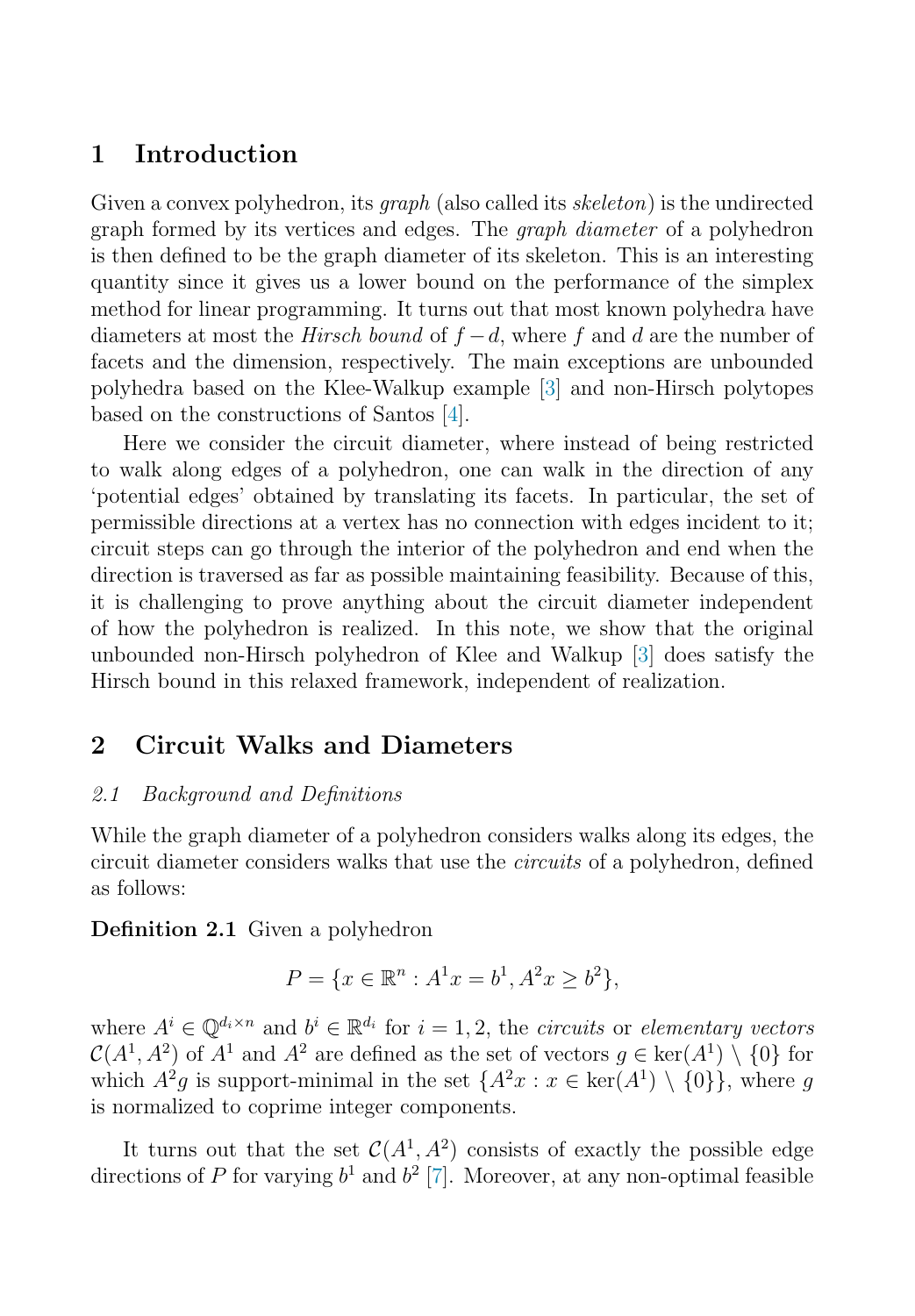## 1 Introduction

Given a convex polyhedron, its *graph* (also called its *skeleton*) is the undirected graph formed by its vertices and edges. The *graph diameter* of a polyhedron is then defined to be the graph diameter of its skeleton. This is an interesting quantity since it gives us a lower bound on the performance of the simplex method for linear programming. It turns out that most known polyhedra have diameters at most the *Hirsch bound* of $f-d$, where $f$ and $d$ are the number of facets and the dimension, respectively. The main exceptions are unbounded polyhedra based on the Klee-Walkup example [3] and non-Hirsch polytopes based on the constructions of Santos [4].

Here we consider the circuit diameter, where instead of being restricted to walk along edges of a polyhedron, one can walk in the direction of any 'potential edges' obtained by translating its facets. In particular, the set of permissible directions at a vertex has no connection with edges incident to it; circuit steps can go through the interior of the polyhedron and end when the direction is traversed as far as possible maintaining feasibility. Because of this, it is challenging to prove anything about the circuit diameter independent of how the polyhedron is realized. In this note, we show that the original unbounded non-Hirsch polyhedron of Klee and Walkup [3] does satisfy the Hirsch bound in this relaxed framework, independent of realization.

## 2 Circuit Walks and Diameters

### *2.1 Background and Definitions*

While the graph diameter of a polyhedron considers walks along its edges, the circuit diameter considers walks that use the *circuits* of a polyhedron, defined as follows:

**Definition 2.1** Given a polyhedron

$$P = \{x \in \mathbb{R}^n : A^1 x = b^1, A^2 x \geq b^2\},$$

where $A^i \in \mathbb{Q}^{d_i \times n}$ and $b^i \in \mathbb{R}^{d_i}$ for $i = 1, 2$, the *circuits* or *elementary vectors* $\mathcal{C}(A^1, A^2)$ of $A^1$ and $A^2$ are defined as the set of vectors $g \in \ker(A^1) \setminus \{0\}$ for which $A^2 g$ is support-minimal in the set $\{A^2 x : x \in \ker(A^1) \setminus \{0\}\}$, where $g$ is normalized to coprime integer components.

It turns out that the set $\mathcal{C}(A^1, A^2)$ consists of exactly the possible edge directions of $P$ for varying $b^1$ and $b^2$ [7]. Moreover, at any non-optimal feasible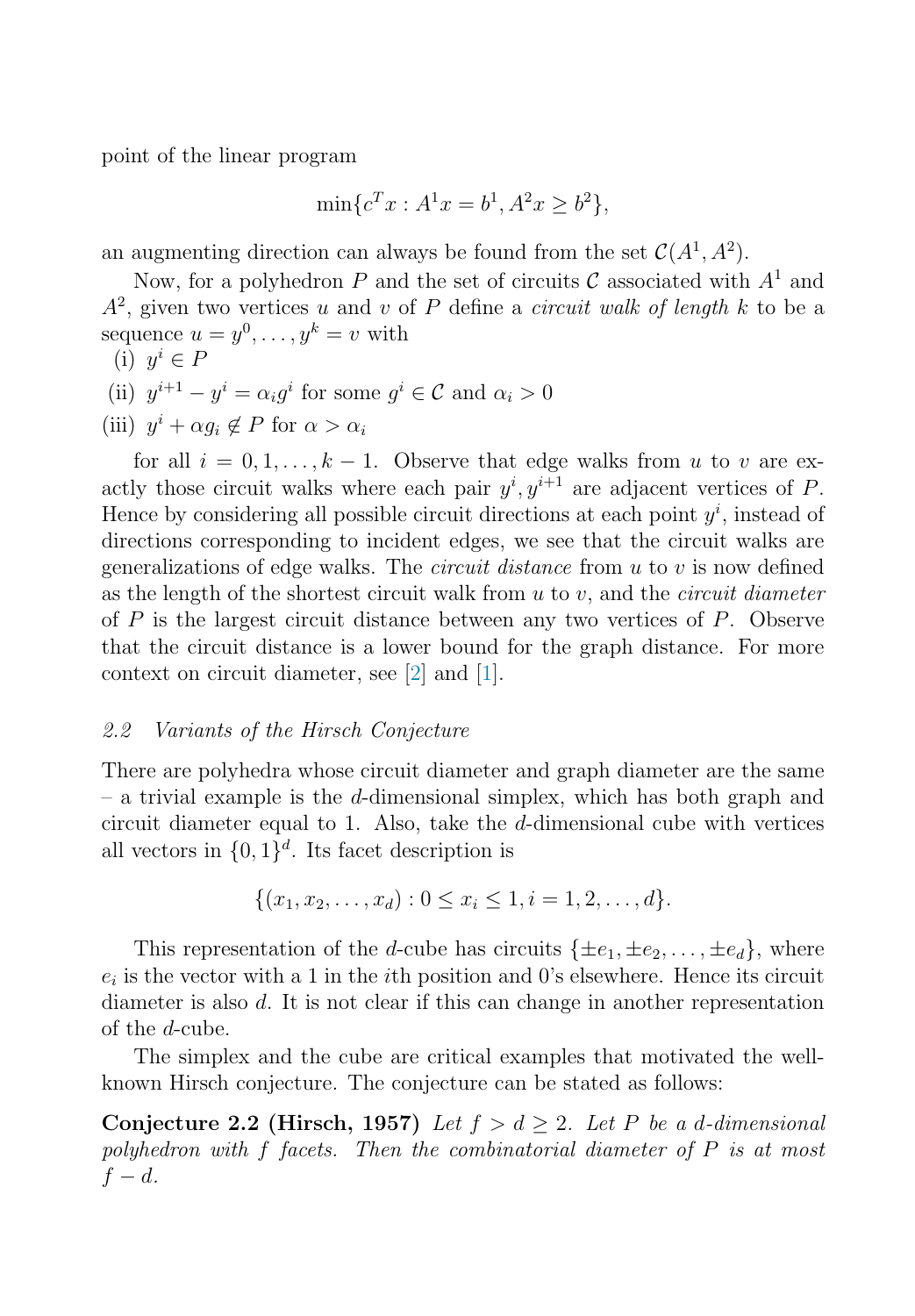point of the linear program

$$\min\{c^T x : A^1 x = b^1, A^2 x \geq b^2\},$$

an augmenting direction can always be found from the set $\mathcal{C}(A^1, A^2)$.

Now, for a polyhedron $P$ and the set of circuits $\mathcal{C}$ associated with $A^1$ and $A^2$, given two vertices $u$ and $v$ of $P$ define a *circuit walk of length* $k$ to be a sequence $u = y^0, \dots, y^k = v$ with

(i) $y^i \in P$

(ii) $y^{i+1} - y^i = \alpha_i g^i$ for some $g^i \in \mathcal{C}$ and $\alpha_i > 0$

(iii) $y^i + \alpha g_i \notin P$ for $\alpha > \alpha_i$

for all $i = 0, 1, \dots, k-1$. Observe that edge walks from $u$ to $v$ are exactly those circuit walks where each pair $y^i, y^{i+1}$ are adjacent vertices of $P$. Hence by considering all possible circuit directions at each point $y^i$, instead of directions corresponding to incident edges, we see that the circuit walks are generalizations of edge walks. The *circuit distance* from $u$ to $v$ is now defined as the length of the shortest circuit walk from $u$ to $v$, and the *circuit diameter* of $P$ is the largest circuit distance between any two vertices of $P$. Observe that the circuit distance is a lower bound for the graph distance. For more context on circuit diameter, see [2] and [1].

### *2.2 Variants of the Hirsch Conjecture*

There are polyhedra whose circuit diameter and graph diameter are the same – a trivial example is the $d$-dimensional simplex, which has both graph and circuit diameter equal to 1. Also, take the $d$-dimensional cube with vertices all vectors in $\{0,1\}^d$. Its facet description is

$$\{(x_1, x_2, \dots, x_d) : 0 \leq x_i \leq 1, i = 1, 2, \dots, d\}.$$

This representation of the $d$-cube has circuits $\{\pm e_1, \pm e_2, \dots, \pm e_d\}$, where $e_i$ is the vector with a 1 in the $i$th position and 0's elsewhere. Hence its circuit diameter is also $d$. It is not clear if this can change in another representation of the $d$-cube.

The simplex and the cube are critical examples that motivated the well-known Hirsch conjecture. The conjecture can be stated as follows:

**Conjecture 2.2 (Hirsch, 1957)** *Let $f > d \geq 2$. Let $P$ be a $d$-dimensional polyhedron with $f$ facets. Then the combinatorial diameter of $P$ is at most $f - d$.*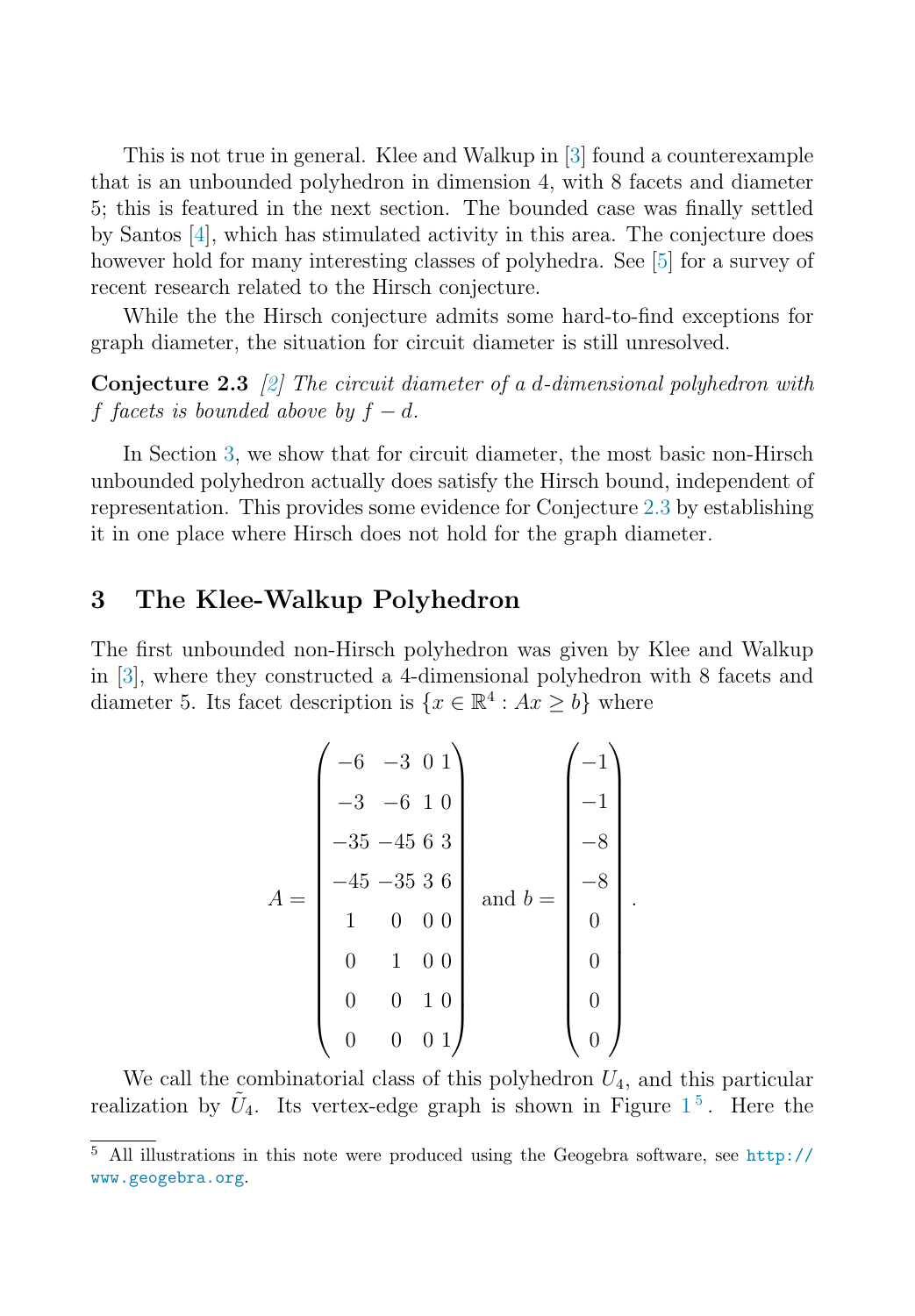This is not true in general. Klee and Walkup in [3] found a counterexample that is an unbounded polyhedron in dimension 4, with 8 facets and diameter 5; this is featured in the next section. The bounded case was finally settled by Santos [4], which has stimulated activity in this area. The conjecture does however hold for many interesting classes of polyhedra. See [5] for a survey of recent research related to the Hirsch conjecture.

While the the Hirsch conjecture admits some hard-to-find exceptions for graph diameter, the situation for circuit diameter is still unresolved.

**Conjecture 2.3** *[2] The circuit diameter of a $d$-dimensional polyhedron with $f$ facets is bounded above by $f - d$.*

In Section 3, we show that for circuit diameter, the most basic non-Hirsch unbounded polyhedron actually does satisfy the Hirsch bound, independent of representation. This provides some evidence for Conjecture 2.3 by establishing it in one place where Hirsch does not hold for the graph diameter.

## 3 The Klee-Walkup Polyhedron

The first unbounded non-Hirsch polyhedron was given by Klee and Walkup in [3], where they constructed a 4-dimensional polyhedron with 8 facets and diameter 5. Its facet description is $\{x \in \mathbb{R}^4 : Ax \geq b\}$ where

$$A = \begin{pmatrix} -6 & -3 & 0 & 1 \\ -3 & -6 & 1 & 0 \\ -35 & -45 & 6 & 3 \\ -45 & -35 & 3 & 6 \\ 1 & 0 & 0 & 0 \\ 0 & 1 & 0 & 0 \\ 0 & 0 & 1 & 0 \\ 0 & 0 & 0 & 1 \end{pmatrix} \text{ and } b = \begin{pmatrix} -1 \\ -1 \\ -8 \\ -8 \\ 0 \\ 0 \\ 0 \\ 0 \end{pmatrix}.$$

We call the combinatorial class of this polyhedron $U_4$, and this particular realization by $\tilde{U}_4$. Its vertex-edge graph is shown in Figure 1 [5]. Here the

[5] All illustrations in this note were produced using the Geogebra software, see http://www.geogebra.org.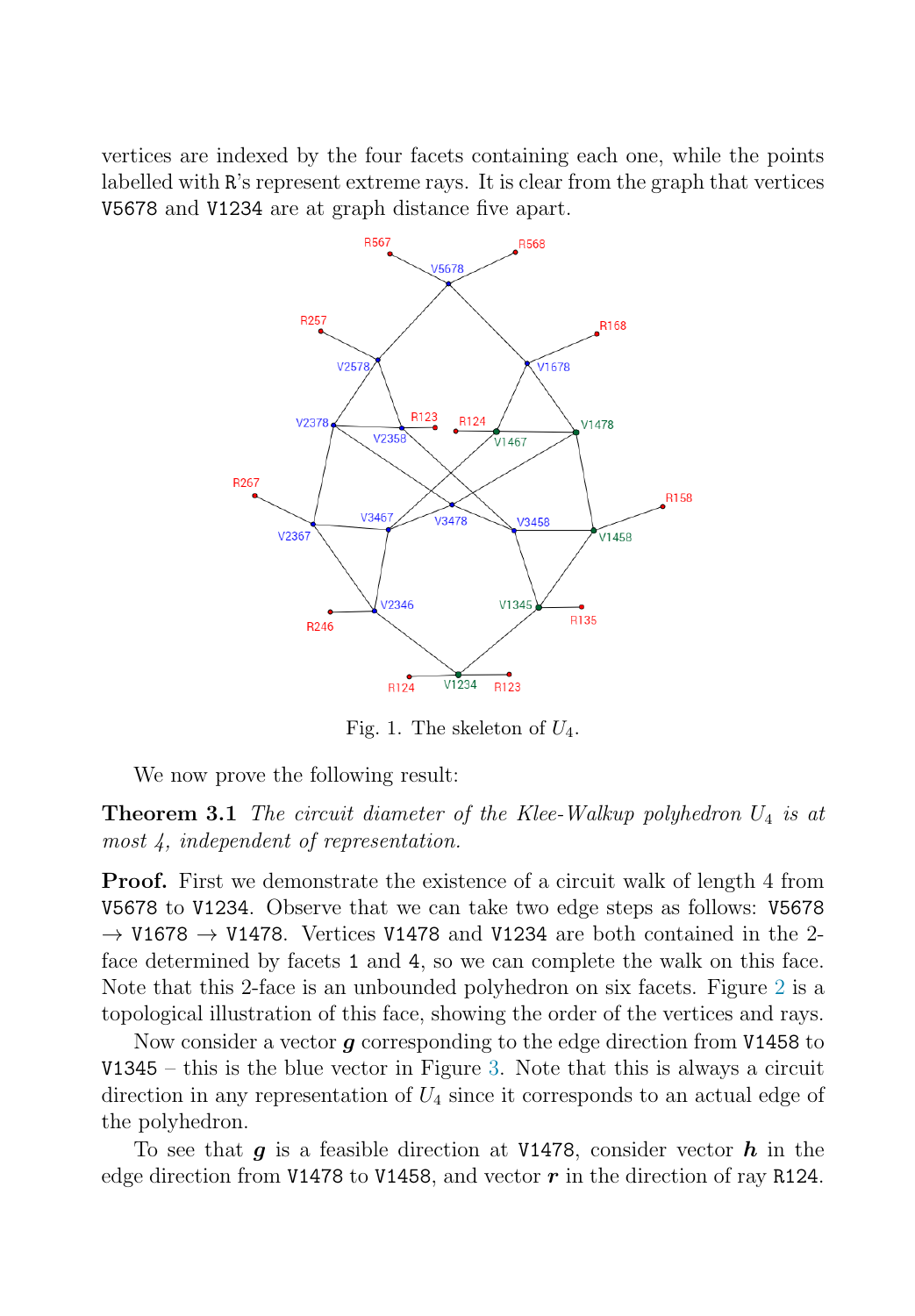vertices are indexed by the four facets containing each one, while the points labelled with `R`'s represent extreme rays. It is clear from the graph that vertices `V5678` and `V1234` are at graph distance five apart.

Fig. 1. The skeleton of $U_4$.

We now prove the following result:

**Theorem 3.1** *The circuit diameter of the Klee-Walkup polyhedron $U_4$ is at most 4, independent of representation.*

**Proof.** First we demonstrate the existence of a circuit walk of length 4 from `V5678` to `V1234`. Observe that we can take two edge steps as follows: `V5678` $\rightarrow$ `V1678` $\rightarrow$ `V1478`. Vertices `V1478` and `V1234` are both contained in the 2-face determined by facets `1` and `4`, so we can complete the walk on this face. Note that this 2-face is an unbounded polyhedron on six facets. Figure 2 is a topological illustration of this face, showing the order of the vertices and rays.

Now consider a vector $\boldsymbol{g}$ corresponding to the edge direction from `V1458` to `V1345` – this is the blue vector in Figure 3. Note that this is always a circuit direction in any representation of $U_4$ since it corresponds to an actual edge of the polyhedron.

To see that $\boldsymbol{g}$ is a feasible direction at `V1478`, consider vector $\boldsymbol{h}$ in the edge direction from `V1478` to `V1458`, and vector $\boldsymbol{r}$ in the direction of ray `R124`.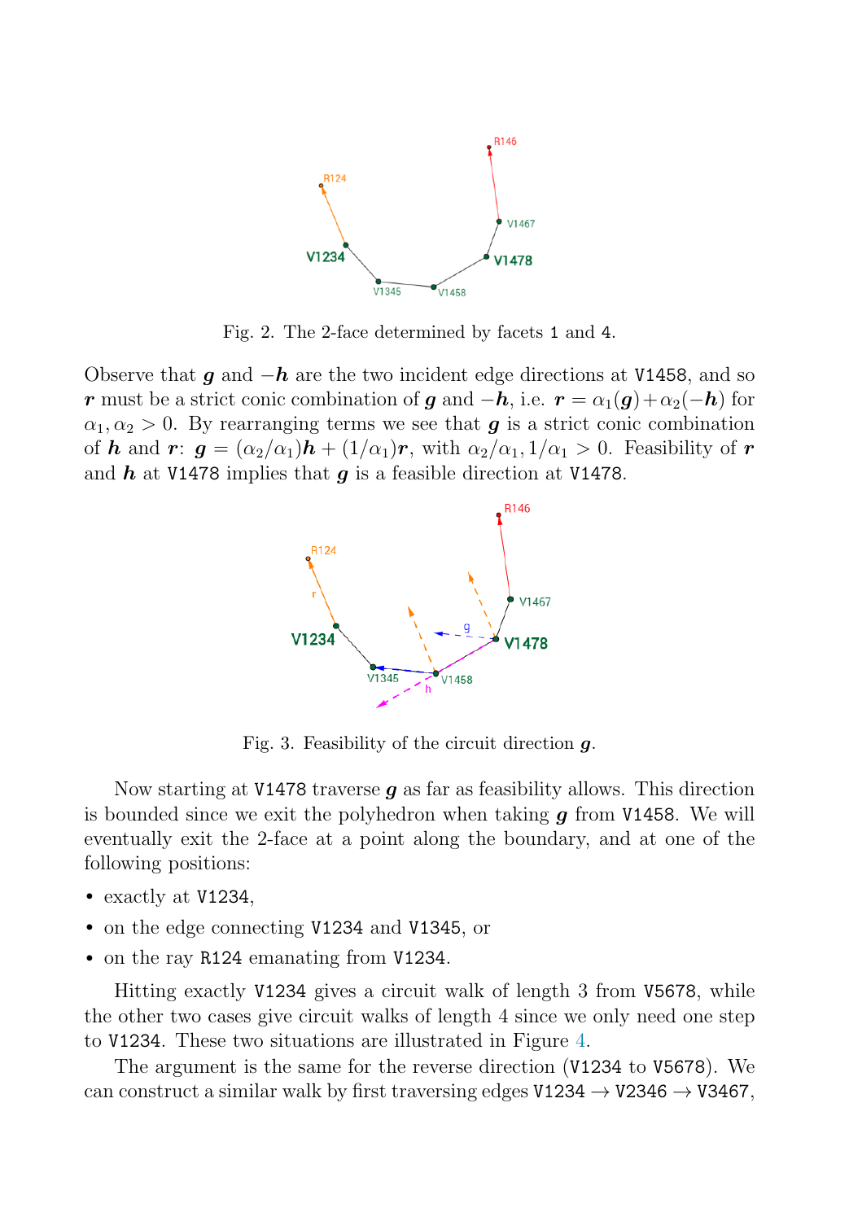Fig. 2. The 2-face determined by facets 1 and 4.

Observe that $\boldsymbol{g}$ and $-\boldsymbol{h}$ are the two incident edge directions at V1458, and so $\boldsymbol{r}$ must be a strict conic combination of $\boldsymbol{g}$ and $-\boldsymbol{h}$, i.e. $\boldsymbol{r} = \alpha_1(\boldsymbol{g}) + \alpha_2(-\boldsymbol{h})$ for $\alpha_1, \alpha_2 > 0$. By rearranging terms we see that $\boldsymbol{g}$ is a strict conic combination of $\boldsymbol{h}$ and $\boldsymbol{r}$: $\boldsymbol{g} = (\alpha_2/\alpha_1)\boldsymbol{h} + (1/\alpha_1)\boldsymbol{r}$, with $\alpha_2/\alpha_1, 1/\alpha_1 > 0$. Feasibility of $\boldsymbol{r}$ and $\boldsymbol{h}$ at V1478 implies that $\boldsymbol{g}$ is a feasible direction at V1478.

Fig. 3. Feasibility of the circuit direction $\boldsymbol{g}$.

Now starting at V1478 traverse $\boldsymbol{g}$ as far as feasibility allows. This direction is bounded since we exit the polyhedron when taking $\boldsymbol{g}$ from V1458. We will eventually exit the 2-face at a point along the boundary, and at one of the following positions:

- exactly at V1234,
- on the edge connecting V1234 and V1345, or
- on the ray R124 emanating from V1234.

Hitting exactly V1234 gives a circuit walk of length 3 from V5678, while the other two cases give circuit walks of length 4 since we only need one step to V1234. These two situations are illustrated in Figure 4.

The argument is the same for the reverse direction (V1234 to V5678). We can construct a similar walk by first traversing edges V1234 $\rightarrow$ V2346 $\rightarrow$ V3467,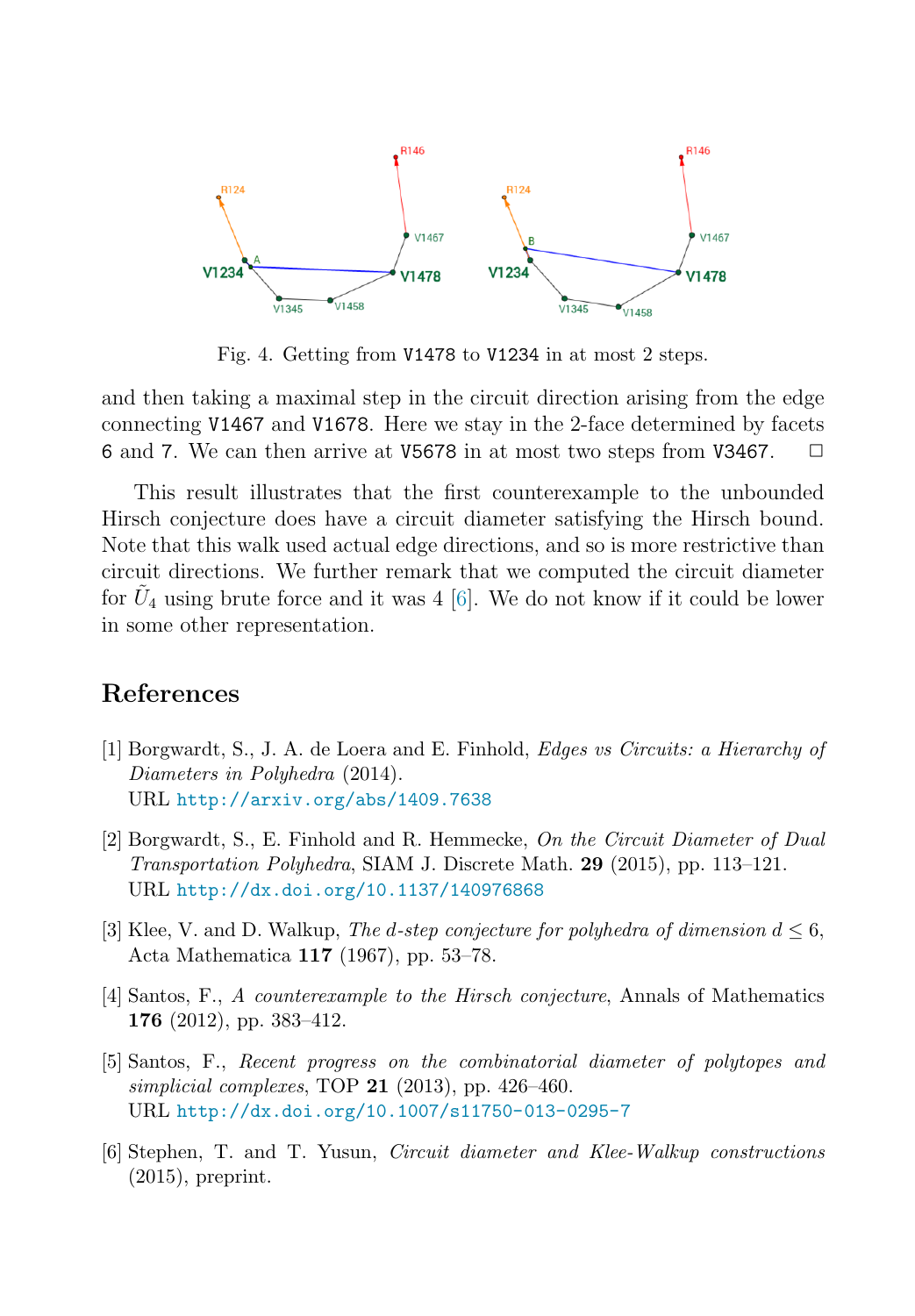Fig. 4. Getting from V1478 to V1234 in at most 2 steps.

and then taking a maximal step in the circuit direction arising from the edge connecting V1467 and V1678. Here we stay in the 2-face determined by facets 6 and 7. We can then arrive at V5678 in at most two steps from V3467. □

This result illustrates that the first counterexample to the unbounded Hirsch conjecture does have a circuit diameter satisfying the Hirsch bound. Note that this walk used actual edge directions, and so is more restrictive than circuit directions. We further remark that we computed the circuit diameter for $\tilde{U}_4$ using brute force and it was 4 [6]. We do not know if it could be lower in some other representation.

## References

[1] Borgwardt, S., J. A. de Loera and E. Finhold, *Edges vs Circuits: a Hierarchy of Diameters in Polyhedra* (2014).
URL http://arxiv.org/abs/1409.7638

[2] Borgwardt, S., E. Finhold and R. Hemmecke, *On the Circuit Diameter of Dual Transportation Polyhedra*, SIAM J. Discrete Math. **29** (2015), pp. 113–121.
URL http://dx.doi.org/10.1137/140976868

[3] Klee, V. and D. Walkup, *The d-step conjecture for polyhedra of dimension $d \leq 6$*, Acta Mathematica **117** (1967), pp. 53–78.

[4] Santos, F., *A counterexample to the Hirsch conjecture*, Annals of Mathematics **176** (2012), pp. 383–412.

[5] Santos, F., *Recent progress on the combinatorial diameter of polytopes and simplicial complexes*, TOP **21** (2013), pp. 426–460.
URL http://dx.doi.org/10.1007/s11750-013-0295-7

[6] Stephen, T. and T. Yusun, *Circuit diameter and Klee-Walkup constructions* (2015), preprint.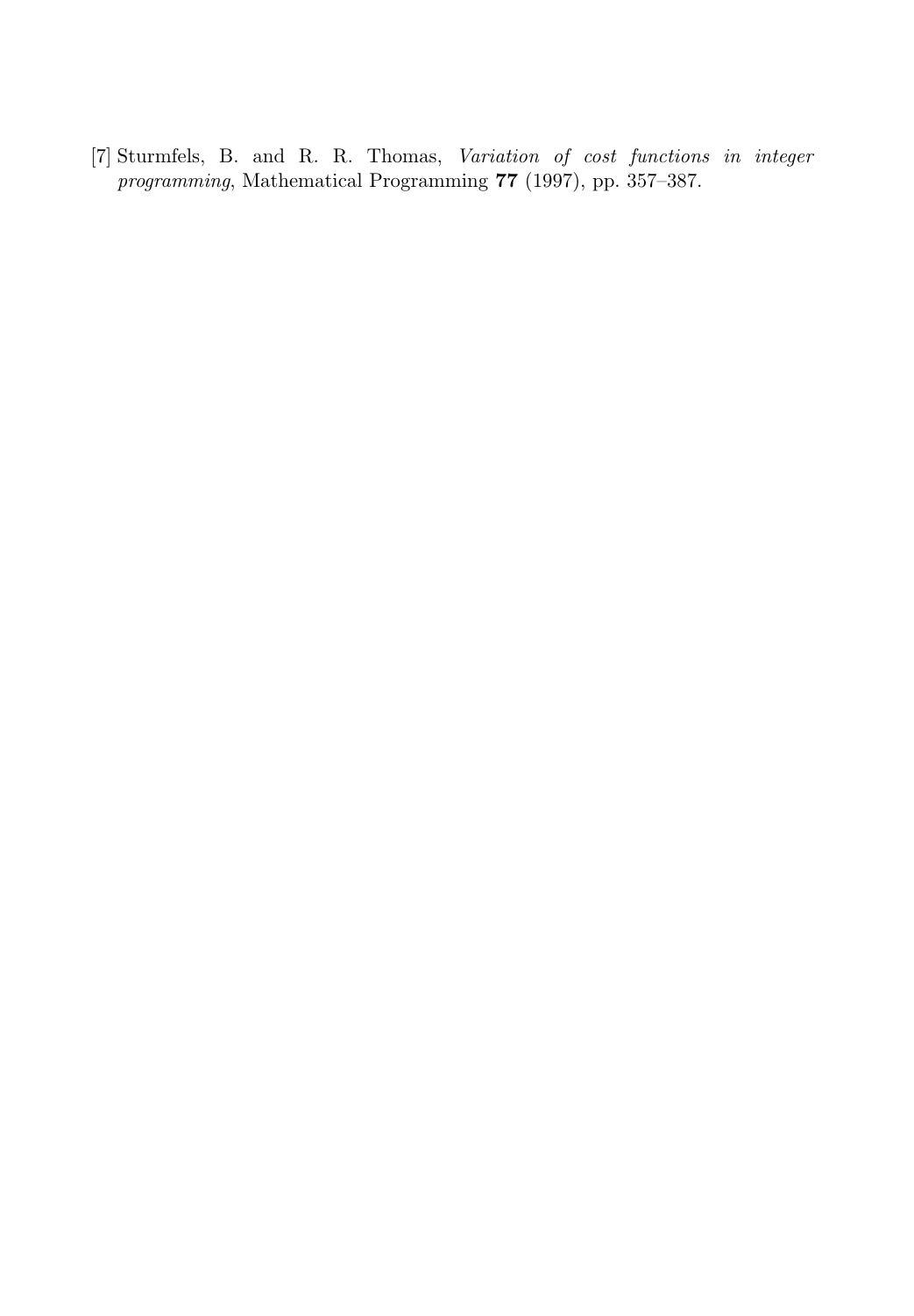[7] Sturmfels, B. and R. R. Thomas, *Variation of cost functions in integer programming*, Mathematical Programming **77** (1997), pp. 357–387.